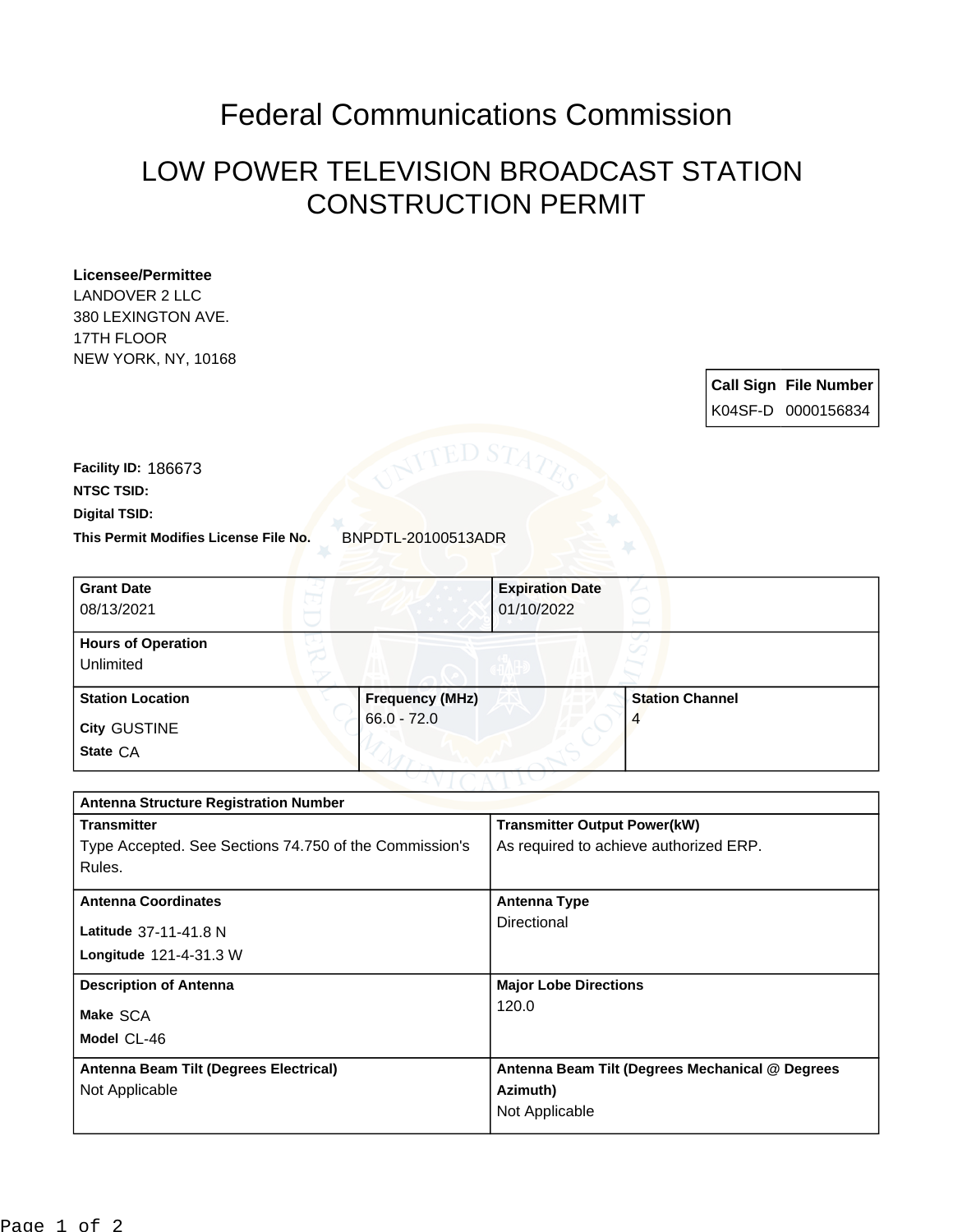# Federal Communications Commission

## LOW POWER TELEVISION BROADCAST STATION CONSTRUCTION PERMIT

**Licensee/Permittee**
LANDOVER 2 LLC
380 LEXINGTON AVE.
17TH FLOOR
NEW YORK, NY, 10168

| Call Sign | File Number |
| --- | --- |
| K04SF-D | 0000156834 |

**Facility ID:** 186673

**NTSC TSID:**

**Digital TSID:**

**This Permit Modifies License File No.** BNPDTL-20100513ADR

| Grant Date | Expiration Date |
| --- | --- |
| 08/13/2021 | 01/10/2022 |

| Hours of Operation |
| --- |
| Unlimited |

| Station Location | Frequency (MHz) | Station Channel |
| --- | --- | --- |
| City GUSTINE<br>State CA | 66.0 - 72.0 | 4 |

| Antenna Structure Registration Number | |
| --- | --- |
| **Transmitter**<br>Type Accepted. See Sections 74.750 of the Commission's Rules. | **Transmitter Output Power(kW)**<br>As required to achieve authorized ERP. |
| **Antenna Coordinates**<br>Latitude 37-11-41.8 N<br>Longitude 121-4-31.3 W | **Antenna Type**<br>Directional |
| **Description of Antenna**<br>Make SCA<br>Model CL-46 | **Major Lobe Directions**<br>120.0 |
| **Antenna Beam Tilt (Degrees Electrical)**<br>Not Applicable | **Antenna Beam Tilt (Degrees Mechanical @ Degrees Azimuth)**<br>Not Applicable |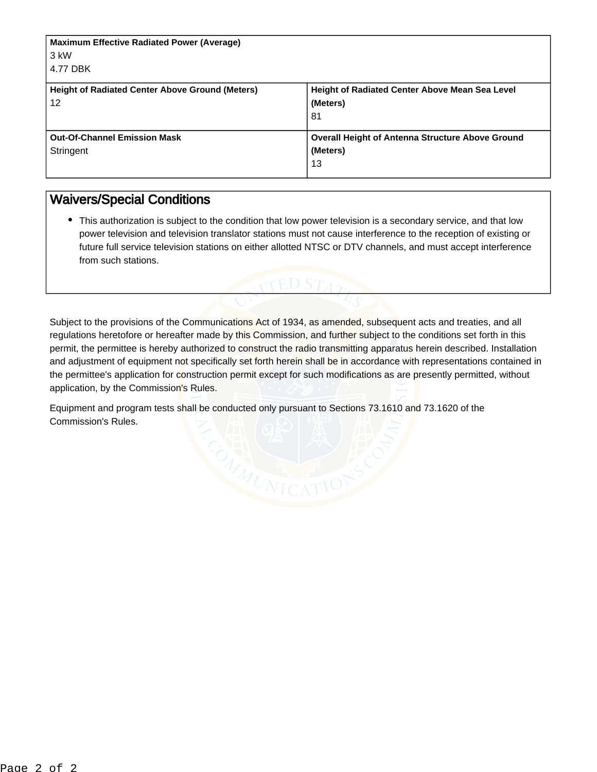| | |
|---|---|
| **Maximum Effective Radiated Power (Average)**<br>3 kW<br>4.77 DBK | |
| **Height of Radiated Center Above Ground (Meters)**<br>12 | **Height of Radiated Center Above Mean Sea Level (Meters)**<br>81 |
| **Out-Of-Channel Emission Mask**<br>Stringent | **Overall Height of Antenna Structure Above Ground (Meters)**<br>13 |

## Waivers/Special Conditions

- This authorization is subject to the condition that low power television is a secondary service, and that low power television and television translator stations must not cause interference to the reception of existing or future full service television stations on either allotted NTSC or DTV channels, and must accept interference from such stations.

Subject to the provisions of the Communications Act of 1934, as amended, subsequent acts and treaties, and all regulations heretofore or hereafter made by this Commission, and further subject to the conditions set forth in this permit, the permittee is hereby authorized to construct the radio transmitting apparatus herein described. Installation and adjustment of equipment not specifically set forth herein shall be in accordance with representations contained in the permittee's application for construction permit except for such modifications as are presently permitted, without application, by the Commission's Rules.

Equipment and program tests shall be conducted only pursuant to Sections 73.1610 and 73.1620 of the Commission's Rules.